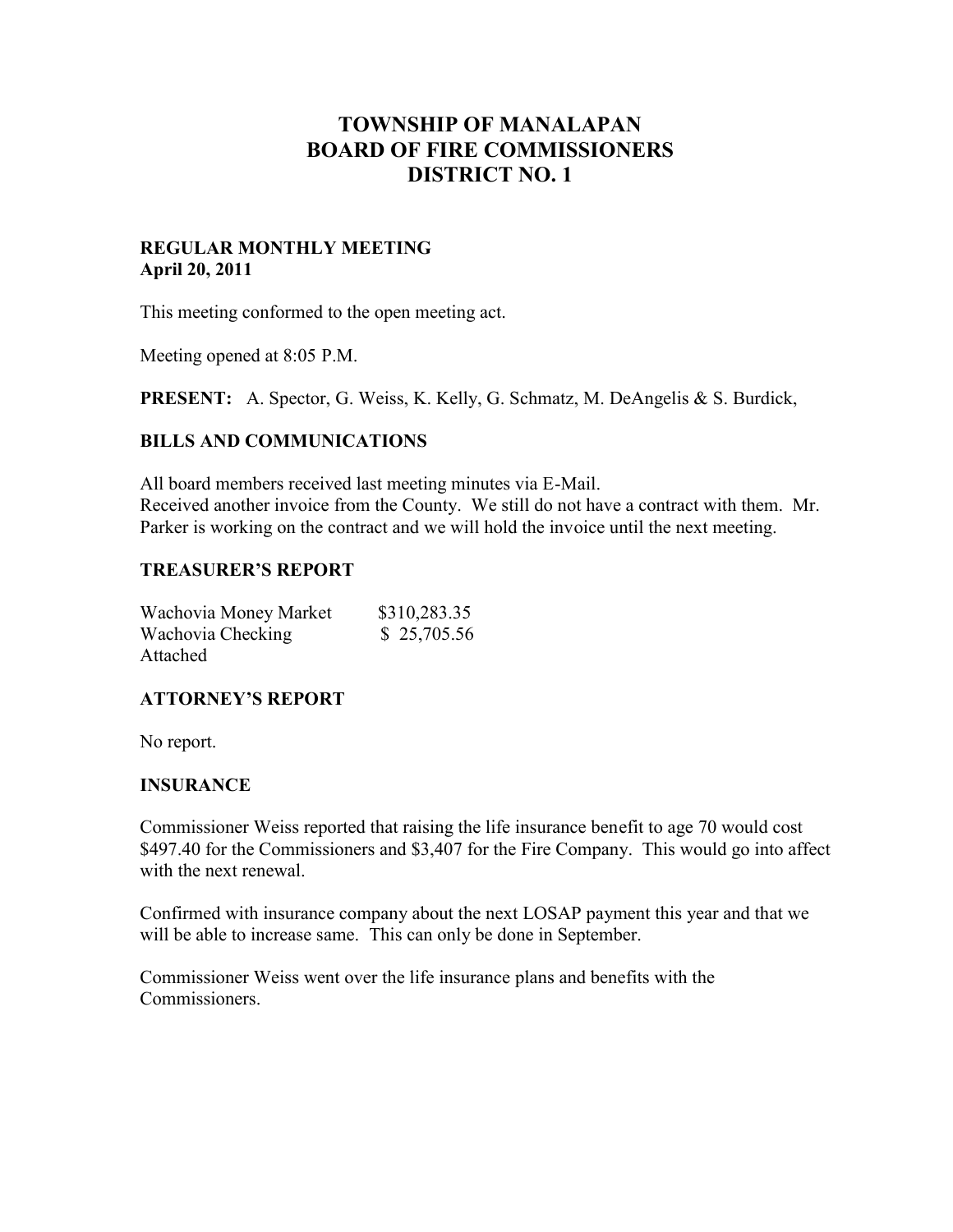# TOWNSHIP OF MANALAPAN
# BOARD OF FIRE COMMISSIONERS
# DISTRICT NO. 1

**REGULAR MONTHLY MEETING**
**April 20, 2011**

This meeting conformed to the open meeting act.

Meeting opened at 8:05 P.M.

**PRESENT:** A. Spector, G. Weiss, K. Kelly, G. Schmatz, M. DeAngelis & S. Burdick,

## BILLS AND COMMUNICATIONS

All board members received last meeting minutes via E-Mail.
Received another invoice from the County. We still do not have a contract with them. Mr. Parker is working on the contract and we will hold the invoice until the next meeting.

## TREASURER'S REPORT

| | |
|---|---|
| Wachovia Money Market | $310,283.35 |
| Wachovia Checking | $ 25,705.56 |

Attached

## ATTORNEY'S REPORT

No report.

## INSURANCE

Commissioner Weiss reported that raising the life insurance benefit to age 70 would cost $497.40 for the Commissioners and $3,407 for the Fire Company. This would go into affect with the next renewal.

Confirmed with insurance company about the next LOSAP payment this year and that we will be able to increase same. This can only be done in September.

Commissioner Weiss went over the life insurance plans and benefits with the Commissioners.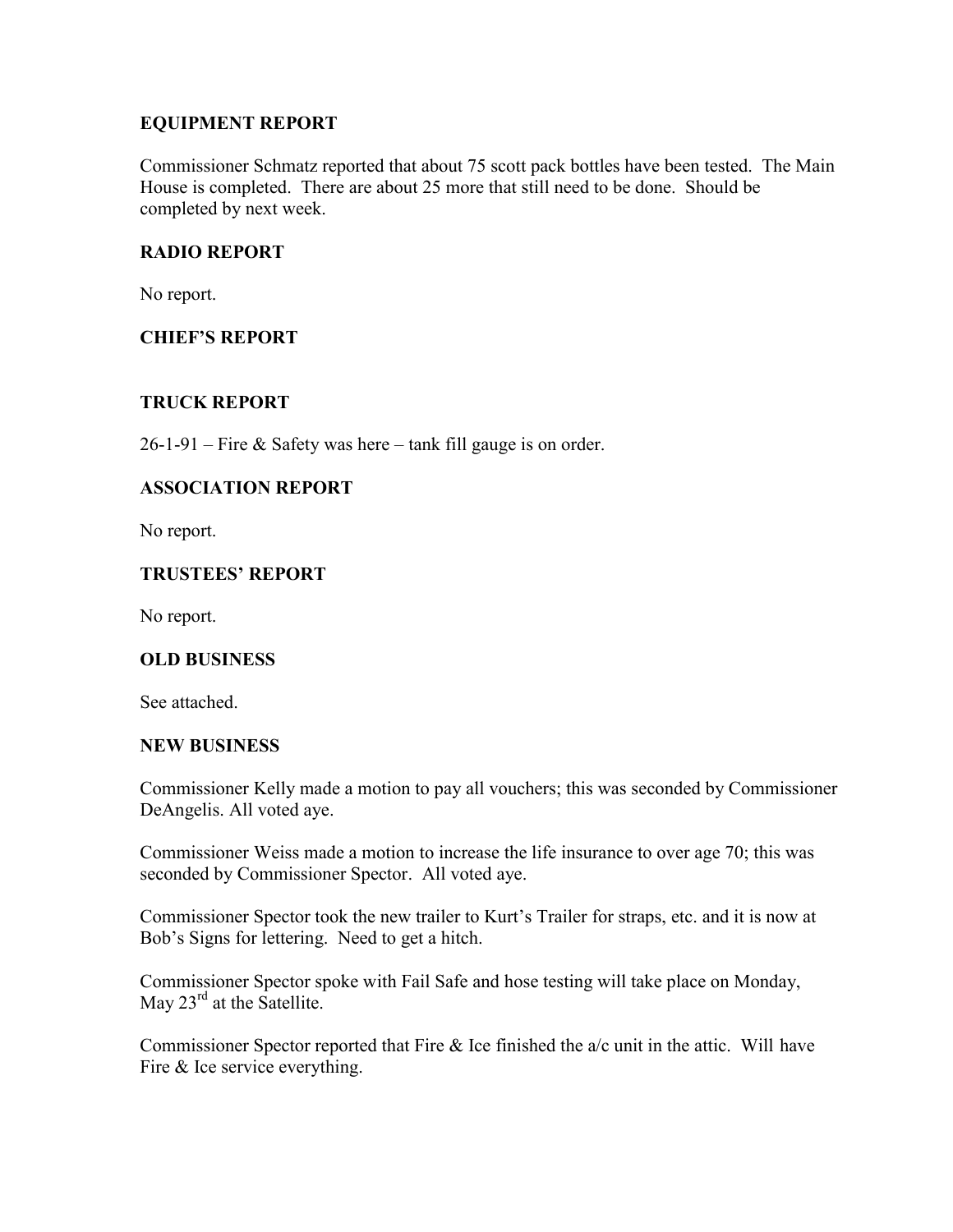## EQUIPMENT REPORT

Commissioner Schmatz reported that about 75 scott pack bottles have been tested. The Main House is completed. There are about 25 more that still need to be done. Should be completed by next week.

## RADIO REPORT

No report.

## CHIEF'S REPORT

## TRUCK REPORT

26-1-91 – Fire & Safety was here – tank fill gauge is on order.

## ASSOCIATION REPORT

No report.

## TRUSTEES' REPORT

No report.

## OLD BUSINESS

See attached.

## NEW BUSINESS

Commissioner Kelly made a motion to pay all vouchers; this was seconded by Commissioner DeAngelis. All voted aye.

Commissioner Weiss made a motion to increase the life insurance to over age 70; this was seconded by Commissioner Spector. All voted aye.

Commissioner Spector took the new trailer to Kurt's Trailer for straps, etc. and it is now at Bob's Signs for lettering. Need to get a hitch.

Commissioner Spector spoke with Fail Safe and hose testing will take place on Monday, May 23rd at the Satellite.

Commissioner Spector reported that Fire & Ice finished the a/c unit in the attic. Will have Fire & Ice service everything.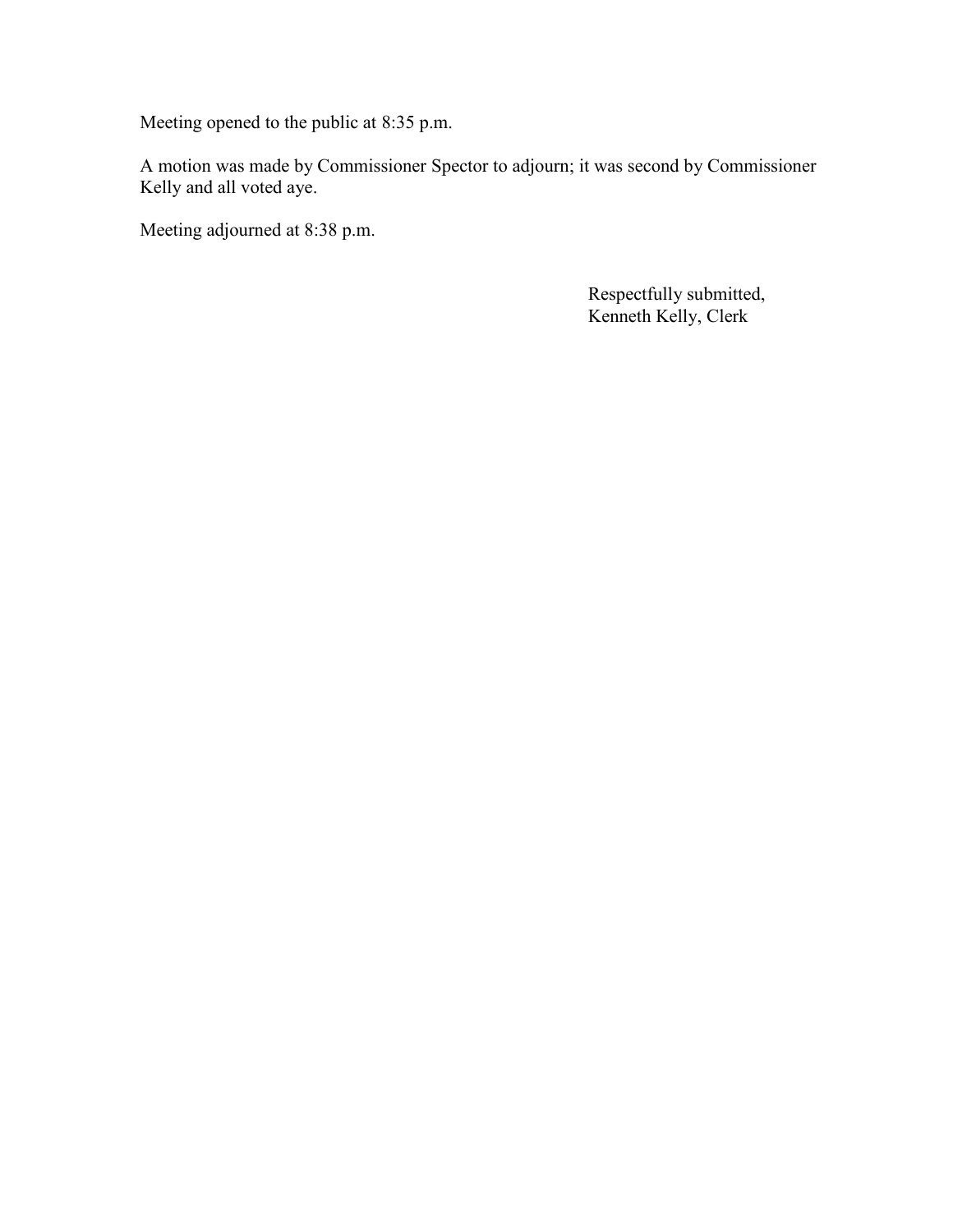Meeting opened to the public at 8:35 p.m.

A motion was made by Commissioner Spector to adjourn; it was second by Commissioner Kelly and all voted aye.

Meeting adjourned at 8:38 p.m.

Respectfully submitted,
Kenneth Kelly, Clerk